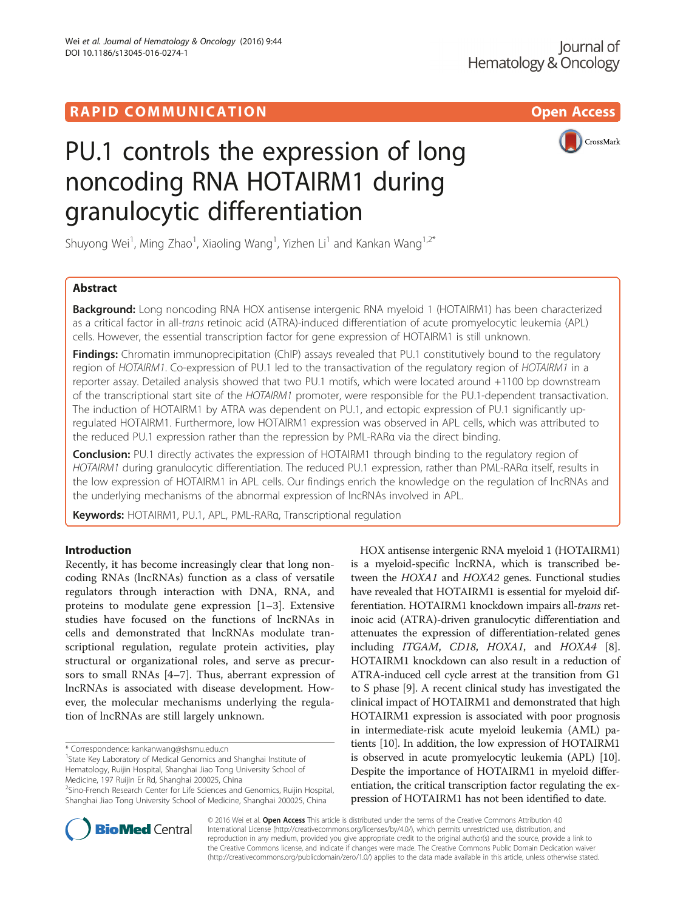RAPID COMMUNICATION

Open Access

# PU.1 controls the expression of long noncoding RNA HOTAIRM1 during granulocytic differentiation

Shuyong Wei[1], Ming Zhao[1], Xiaoling Wang[1], Yizhen Li[1] and Kankan Wang[1,2*]

## Abstract

**Background:** Long noncoding RNA HOX antisense intergenic RNA myeloid 1 (HOTAIRM1) has been characterized as a critical factor in all-*trans* retinoic acid (ATRA)-induced differentiation of acute promyelocytic leukemia (APL) cells. However, the essential transcription factor for gene expression of HOTAIRM1 is still unknown.

**Findings:** Chromatin immunoprecipitation (ChIP) assays revealed that PU.1 constitutively bound to the regulatory region of *HOTAIRM1*. Co-expression of PU.1 led to the transactivation of the regulatory region of *HOTAIRM1* in a reporter assay. Detailed analysis showed that two PU.1 motifs, which were located around +1100 bp downstream of the transcriptional start site of the *HOTAIRM1* promoter, were responsible for the PU.1-dependent transactivation. The induction of HOTAIRM1 by ATRA was dependent on PU.1, and ectopic expression of PU.1 significantly up-regulated HOTAIRM1. Furthermore, low HOTAIRM1 expression was observed in APL cells, which was attributed to the reduced PU.1 expression rather than the repression by PML-RARα via the direct binding.

**Conclusion:** PU.1 directly activates the expression of HOTAIRM1 through binding to the regulatory region of *HOTAIRM1* during granulocytic differentiation. The reduced PU.1 expression, rather than PML-RARα itself, results in the low expression of HOTAIRM1 in APL cells. Our findings enrich the knowledge on the regulation of lncRNAs and the underlying mechanisms of the abnormal expression of lncRNAs involved in APL.

**Keywords:** HOTAIRM1, PU.1, APL, PML-RARα, Transcriptional regulation

## Introduction

Recently, it has become increasingly clear that long noncoding RNAs (lncRNAs) function as a class of versatile regulators through interaction with DNA, RNA, and proteins to modulate gene expression [1–3]. Extensive studies have focused on the functions of lncRNAs in cells and demonstrated that lncRNAs modulate transcriptional regulation, regulate protein activities, play structural or organizational roles, and serve as precursors to small RNAs [4–7]. Thus, aberrant expression of lncRNAs is associated with disease development. However, the molecular mechanisms underlying the regulation of lncRNAs are still largely unknown.

HOX antisense intergenic RNA myeloid 1 (HOTAIRM1) is a myeloid-specific lncRNA, which is transcribed between the *HOXA1* and *HOXA2* genes. Functional studies have revealed that HOTAIRM1 is essential for myeloid differentiation. HOTAIRM1 knockdown impairs all-*trans* retinoic acid (ATRA)-driven granulocytic differentiation and attenuates the expression of differentiation-related genes including *ITGAM*, *CD18*, *HOXA1*, and *HOXA4* [8]. HOTAIRM1 knockdown can also result in a reduction of ATRA-induced cell cycle arrest at the transition from G1 to S phase [9]. A recent clinical study has investigated the clinical impact of HOTAIRM1 and demonstrated that high HOTAIRM1 expression is associated with poor prognosis in intermediate-risk acute myeloid leukemia (AML) patients [10]. In addition, the low expression of HOTAIRM1 is observed in acute promyelocytic leukemia (APL) [10]. Despite the importance of HOTAIRM1 in myeloid differentiation, the critical transcription factor regulating the expression of HOTAIRM1 has not been identified to date.

\* Correspondence: kankanwang@shsmu.edu.cn
[1]State Key Laboratory of Medical Genomics and Shanghai Institute of Hematology, Ruijin Hospital, Shanghai Jiao Tong University School of Medicine, 197 Ruijin Er Rd, Shanghai 200025, China
[2]Sino-French Research Center for Life Sciences and Genomics, Ruijin Hospital, Shanghai Jiao Tong University School of Medicine, Shanghai 200025, China

© 2016 Wei et al. **Open Access** This article is distributed under the terms of the Creative Commons Attribution 4.0 International License (http://creativecommons.org/licenses/by/4.0/), which permits unrestricted use, distribution, and reproduction in any medium, provided you give appropriate credit to the original author(s) and the source, provide a link to the Creative Commons license, and indicate if changes were made. The Creative Commons Public Domain Dedication waiver (http://creativecommons.org/publicdomain/zero/1.0/) applies to the data made available in this article, unless otherwise stated.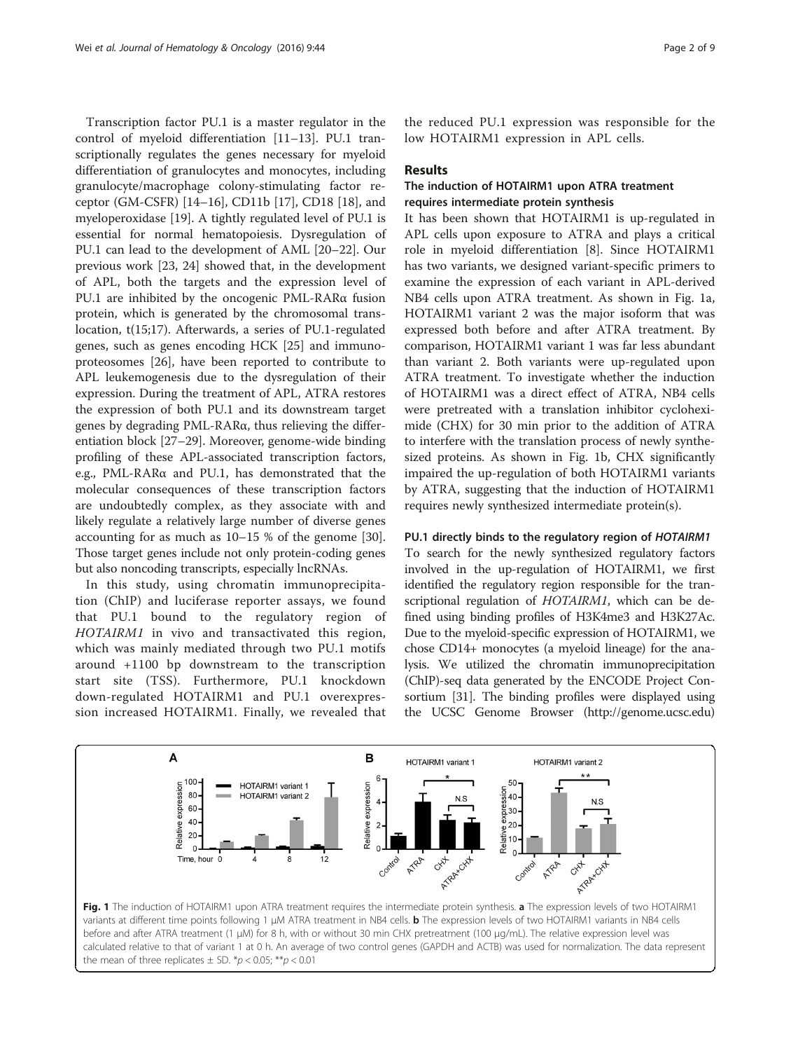Transcription factor PU.1 is a master regulator in the control of myeloid differentiation [11–13]. PU.1 transcriptionally regulates the genes necessary for myeloid differentiation of granulocytes and monocytes, including granulocyte/macrophage colony-stimulating factor receptor (GM-CSFR) [14–16], CD11b [17], CD18 [18], and myeloperoxidase [19]. A tightly regulated level of PU.1 is essential for normal hematopoiesis. Dysregulation of PU.1 can lead to the development of AML [20–22]. Our previous work [23, 24] showed that, in the development of APL, both the targets and the expression level of PU.1 are inhibited by the oncogenic PML-RARα fusion protein, which is generated by the chromosomal translocation, t(15;17). Afterwards, a series of PU.1-regulated genes, such as genes encoding HCK [25] and immunoproteosomes [26], have been reported to contribute to APL leukemogenesis due to the dysregulation of their expression. During the treatment of APL, ATRA restores the expression of both PU.1 and its downstream target genes by degrading PML-RARα, thus relieving the differentiation block [27–29]. Moreover, genome-wide binding profiling of these APL-associated transcription factors, e.g., PML-RARα and PU.1, has demonstrated that the molecular consequences of these transcription factors are undoubtedly complex, as they associate with and likely regulate a relatively large number of diverse genes accounting for as much as 10–15 % of the genome [30]. Those target genes include not only protein-coding genes but also noncoding transcripts, especially lncRNAs.

In this study, using chromatin immunoprecipitation (ChIP) and luciferase reporter assays, we found that PU.1 bound to the regulatory region of *HOTAIRM1* in vivo and transactivated this region, which was mainly mediated through two PU.1 motifs around +1100 bp downstream to the transcription start site (TSS). Furthermore, PU.1 knockdown down-regulated HOTAIRM1 and PU.1 overexpression increased HOTAIRM1. Finally, we revealed that the reduced PU.1 expression was responsible for the low HOTAIRM1 expression in APL cells.

## Results

### The induction of HOTAIRM1 upon ATRA treatment requires intermediate protein synthesis

It has been shown that HOTAIRM1 is up-regulated in APL cells upon exposure to ATRA and plays a critical role in myeloid differentiation [8]. Since HOTAIRM1 has two variants, we designed variant-specific primers to examine the expression of each variant in APL-derived NB4 cells upon ATRA treatment. As shown in Fig. 1a, HOTAIRM1 variant 2 was the major isoform that was expressed both before and after ATRA treatment. By comparison, HOTAIRM1 variant 1 was far less abundant than variant 2. Both variants were up-regulated upon ATRA treatment. To investigate whether the induction of HOTAIRM1 was a direct effect of ATRA, NB4 cells were pretreated with a translation inhibitor cycloheximide (CHX) for 30 min prior to the addition of ATRA to interfere with the translation process of newly synthesized proteins. As shown in Fig. 1b, CHX significantly impaired the up-regulation of both HOTAIRM1 variants by ATRA, suggesting that the induction of HOTAIRM1 requires newly synthesized intermediate protein(s).

### PU.1 directly binds to the regulatory region of *HOTAIRM1*

To search for the newly synthesized regulatory factors involved in the up-regulation of HOTAIRM1, we first identified the regulatory region responsible for the transcriptional regulation of *HOTAIRM1*, which can be defined using binding profiles of H3K4me3 and H3K27Ac. Due to the myeloid-specific expression of HOTAIRM1, we chose CD14+ monocytes (a myeloid lineage) for the analysis. We utilized the chromatin immunoprecipitation (ChIP)-seq data generated by the ENCODE Project Consortium [31]. The binding profiles were displayed using the UCSC Genome Browser (http://genome.ucsc.edu)

**Fig. 1** The induction of HOTAIRM1 upon ATRA treatment requires the intermediate protein synthesis. **a** The expression levels of two HOTAIRM1 variants at different time points following 1 μM ATRA treatment in NB4 cells. **b** The expression levels of two HOTAIRM1 variants in NB4 cells before and after ATRA treatment (1 μM) for 8 h, with or without 30 min CHX pretreatment (100 μg/mL). The relative expression level was calculated relative to that of variant 1 at 0 h. An average of two control genes (GAPDH and ACTB) was used for normalization. The data represent the mean of three replicates ± SD. \*$p < 0.05$; \*\*$p < 0.01$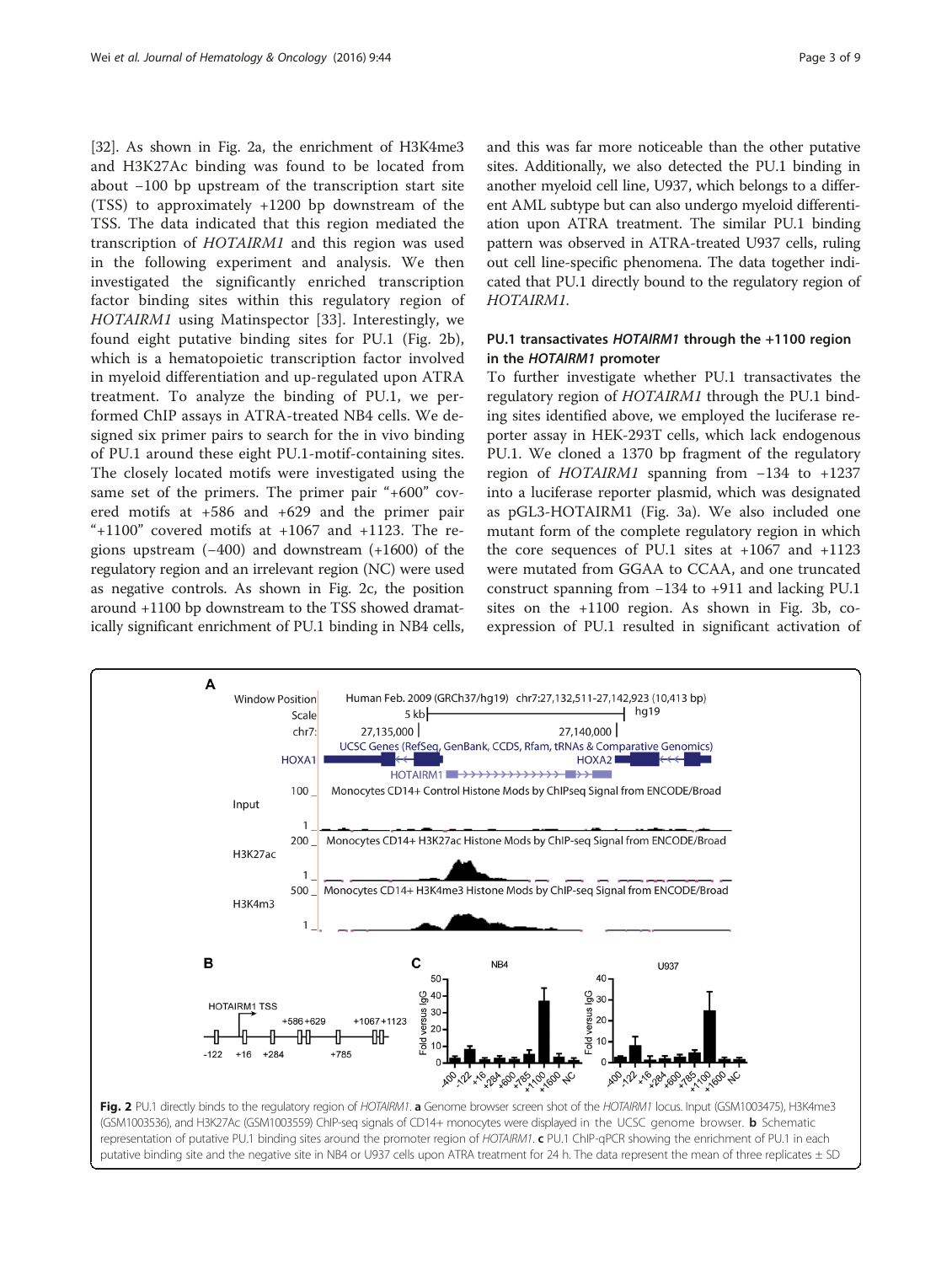[32]. As shown in Fig. 2a, the enrichment of H3K4me3 and H3K27Ac binding was found to be located from about −100 bp upstream of the transcription start site (TSS) to approximately +1200 bp downstream of the TSS. The data indicated that this region mediated the transcription of *HOTAIRM1* and this region was used in the following experiment and analysis. We then investigated the significantly enriched transcription factor binding sites within this regulatory region of *HOTAIRM1* using Matinspector [33]. Interestingly, we found eight putative binding sites for PU.1 (Fig. 2b), which is a hematopoietic transcription factor involved in myeloid differentiation and up-regulated upon ATRA treatment. To analyze the binding of PU.1, we performed ChIP assays in ATRA-treated NB4 cells. We designed six primer pairs to search for the in vivo binding of PU.1 around these eight PU.1-motif-containing sites. The closely located motifs were investigated using the same set of the primers. The primer pair "+600" covered motifs at +586 and +629 and the primer pair "+1100" covered motifs at +1067 and +1123. The regions upstream (−400) and downstream (+1600) of the regulatory region and an irrelevant region (NC) were used as negative controls. As shown in Fig. 2c, the position around +1100 bp downstream to the TSS showed dramatically significant enrichment of PU.1 binding in NB4 cells, and this was far more noticeable than the other putative sites. Additionally, we also detected the PU.1 binding in another myeloid cell line, U937, which belongs to a different AML subtype but can also undergo myeloid differentiation upon ATRA treatment. The similar PU.1 binding pattern was observed in ATRA-treated U937 cells, ruling out cell line-specific phenomena. The data together indicated that PU.1 directly bound to the regulatory region of *HOTAIRM1*.

### PU.1 transactivates *HOTAIRM1* through the +1100 region in the *HOTAIRM1* promoter

To further investigate whether PU.1 transactivates the regulatory region of *HOTAIRM1* through the PU.1 binding sites identified above, we employed the luciferase reporter assay in HEK-293T cells, which lack endogenous PU.1. We cloned a 1370 bp fragment of the regulatory region of *HOTAIRM1* spanning from −134 to +1237 into a luciferase reporter plasmid, which was designated as pGL3-HOTAIRM1 (Fig. 3a). We also included one mutant form of the complete regulatory region in which the core sequences of PU.1 sites at +1067 and +1123 were mutated from GGAA to CCAA, and one truncated construct spanning from −134 to +911 and lacking PU.1 sites on the +1100 region. As shown in Fig. 3b, co-expression of PU.1 resulted in significant activation of

**Fig. 2** PU.1 directly binds to the regulatory region of *HOTAIRM1*. **a** Genome browser screen shot of the *HOTAIRM1* locus. Input (GSM1003475), H3K4me3 (GSM1003536), and H3K27Ac (GSM1003559) ChIP-seq signals of CD14+ monocytes were displayed in the UCSC genome browser. **b** Schematic representation of putative PU.1 binding sites around the promoter region of *HOTAIRM1*. **c** PU.1 ChIP-qPCR showing the enrichment of PU.1 in each putative binding site and the negative site in NB4 or U937 cells upon ATRA treatment for 24 h. The data represent the mean of three replicates ± SD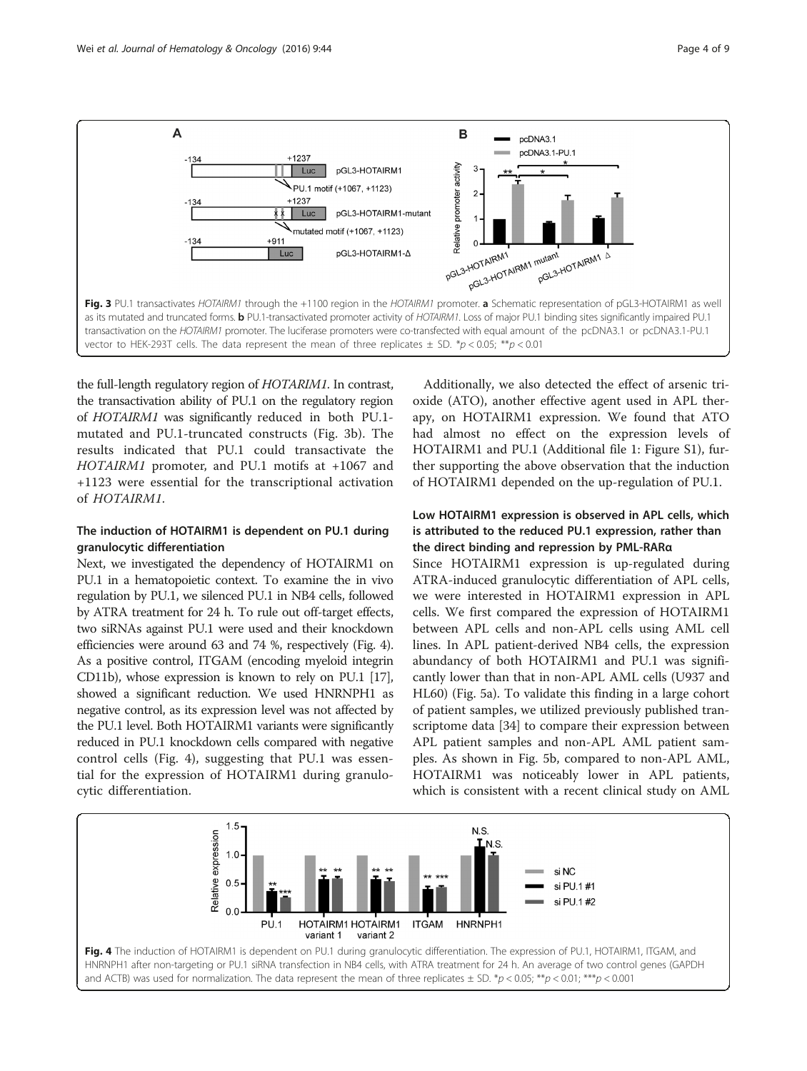Fig. 3 PU.1 transactivates *HOTAIRM1* through the +1100 region in the *HOTAIRM1* promoter. **a** Schematic representation of pGL3-HOTAIRM1 as well as its mutated and truncated forms. **b** PU.1-transactivated promoter activity of *HOTAIRM1*. Loss of major PU.1 binding sites significantly impaired PU.1 transactivation on the *HOTAIRM1* promoter. The luciferase promoters were co-transfected with equal amount of the pcDNA3.1 or pcDNA3.1-PU.1 vector to HEK-293T cells. The data represent the mean of three replicates ± SD. $*p < 0.05$; $**p < 0.01$

the full-length regulatory region of *HOTARIM1*. In contrast, the transactivation ability of PU.1 on the regulatory region of *HOTAIRM1* was significantly reduced in both PU.1-mutated and PU.1-truncated constructs (Fig. 3b). The results indicated that PU.1 could transactivate the *HOTAIRM1* promoter, and PU.1 motifs at +1067 and +1123 were essential for the transcriptional activation of *HOTAIRM1*.

## The induction of HOTAIRM1 is dependent on PU.1 during granulocytic differentiation

Next, we investigated the dependency of HOTAIRM1 on PU.1 in a hematopoietic context. To examine the in vivo regulation by PU.1, we silenced PU.1 in NB4 cells, followed by ATRA treatment for 24 h. To rule out off-target effects, two siRNAs against PU.1 were used and their knockdown efficiencies were around 63 and 74 %, respectively (Fig. 4). As a positive control, ITGAM (encoding myeloid integrin CD11b), whose expression is known to rely on PU.1 [17], showed a significant reduction. We used HNRNPH1 as negative control, as its expression level was not affected by the PU.1 level. Both HOTAIRM1 variants were significantly reduced in PU.1 knockdown cells compared with negative control cells (Fig. 4), suggesting that PU.1 was essential for the expression of HOTAIRM1 during granulocytic differentiation.

Additionally, we also detected the effect of arsenic trioxide (ATO), another effective agent used in APL therapy, on HOTAIRM1 expression. We found that ATO had almost no effect on the expression levels of HOTAIRM1 and PU.1 (Additional file 1: Figure S1), further supporting the above observation that the induction of HOTAIRM1 depended on the up-regulation of PU.1.

## Low HOTAIRM1 expression is observed in APL cells, which is attributed to the reduced PU.1 expression, rather than the direct binding and repression by PML-RARα

Since HOTAIRM1 expression is up-regulated during ATRA-induced granulocytic differentiation of APL cells, we were interested in HOTAIRM1 expression in APL cells. We first compared the expression of HOTAIRM1 between APL cells and non-APL cells using AML cell lines. In APL patient-derived NB4 cells, the expression abundance of both HOTAIRM1 and PU.1 was significantly lower than that in non-APL AML cells (U937 and HL60) (Fig. 5a). To validate this finding in a large cohort of patient samples, we utilized previously published transcriptome data [34] to compare their expression between APL patient samples and non-APL AML patient samples. As shown in Fig. 5b, compared to non-APL AML, HOTAIRM1 was noticeably lower in APL patients, which is consistent with a recent clinical study on AML

Fig. 4 The induction of HOTAIRM1 is dependent on PU.1 during granulocytic differentiation. The expression of PU.1, HOTAIRM1, ITGAM, and HNRNPH1 after non-targeting or PU.1 siRNA transfection in NB4 cells, with ATRA treatment for 24 h. An average of two control genes (GAPDH and ACTB) was used for normalization. The data represent the mean of three replicates ± SD. $*p < 0.05$; $**p < 0.01$; $***p < 0.001$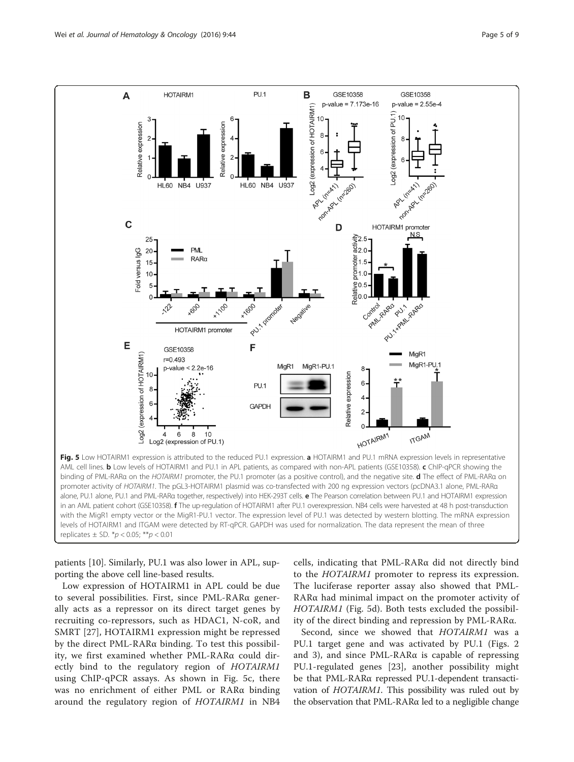**Fig. 5** Low HOTAIRM1 expression is attributed to the reduced PU.1 expression. **a** HOTAIRM1 and PU.1 mRNA expression levels in representative AML cell lines. **b** Low levels of HOTAIRM1 and PU.1 in APL patients, as compared with non-APL patients (GSE10358). **c** ChIP-qPCR showing the binding of PML-RARα on the *HOTAIRM1* promoter, the PU.1 promoter (as a positive control), and the negative site. **d** The effect of PML-RARα on promoter activity of *HOTAIRM1*. The pGL3-HOTAIRM1 plasmid was co-transfected with 200 ng expression vectors (pcDNA3.1 alone, PML-RARα alone, PU.1 alone, PU.1 and PML-RARα together, respectively) into HEK-293T cells. **e** The Pearson correlation between PU.1 and HOTAIRM1 expression in an AML patient cohort (GSE10358). **f** The up-regulation of HOTAIRM1 after PU.1 overexpression. NB4 cells were harvested at 48 h post-transduction with the MigR1 empty vector or the MigR1-PU.1 vector. The expression level of PU.1 was detected by western blotting. The mRNA expression levels of HOTAIRM1 and ITGAM were detected by RT-qPCR. GAPDH was used for normalization. The data represent the mean of three replicates ± SD. $^{*}p < 0.05$; $^{**}p < 0.01$

patients [10]. Similarly, PU.1 was also lower in APL, supporting the above cell line-based results.

Low expression of HOTAIRM1 in APL could be due to several possibilities. First, since PML-RARα generally acts as a repressor on its direct target genes by recruiting co-repressors, such as HDAC1, N-coR, and SMRT [27], HOTAIRM1 expression might be repressed by the direct PML-RARα binding. To test this possibility, we first examined whether PML-RARα could directly bind to the regulatory region of *HOTAIRM1* using ChIP-qPCR assays. As shown in Fig. 5c, there was no enrichment of either PML or RARα binding around the regulatory region of *HOTAIRM1* in NB4 cells, indicating that PML-RARα did not directly bind to the *HOTAIRM1* promoter to repress its expression. The luciferase reporter assay also showed that PML-RARα had minimal impact on the promoter activity of *HOTAIRM1* (Fig. 5d). Both tests excluded the possibility of the direct binding and repression by PML-RARα.

Second, since we showed that *HOTAIRM1* was a PU.1 target gene and was activated by PU.1 (Figs. 2 and 3), and since PML-RARα is capable of repressing PU.1-regulated genes [23], another possibility might be that PML-RARα repressed PU.1-dependent transactivation of *HOTAIRM1*. This possibility was ruled out by the observation that PML-RARα led to a negligible change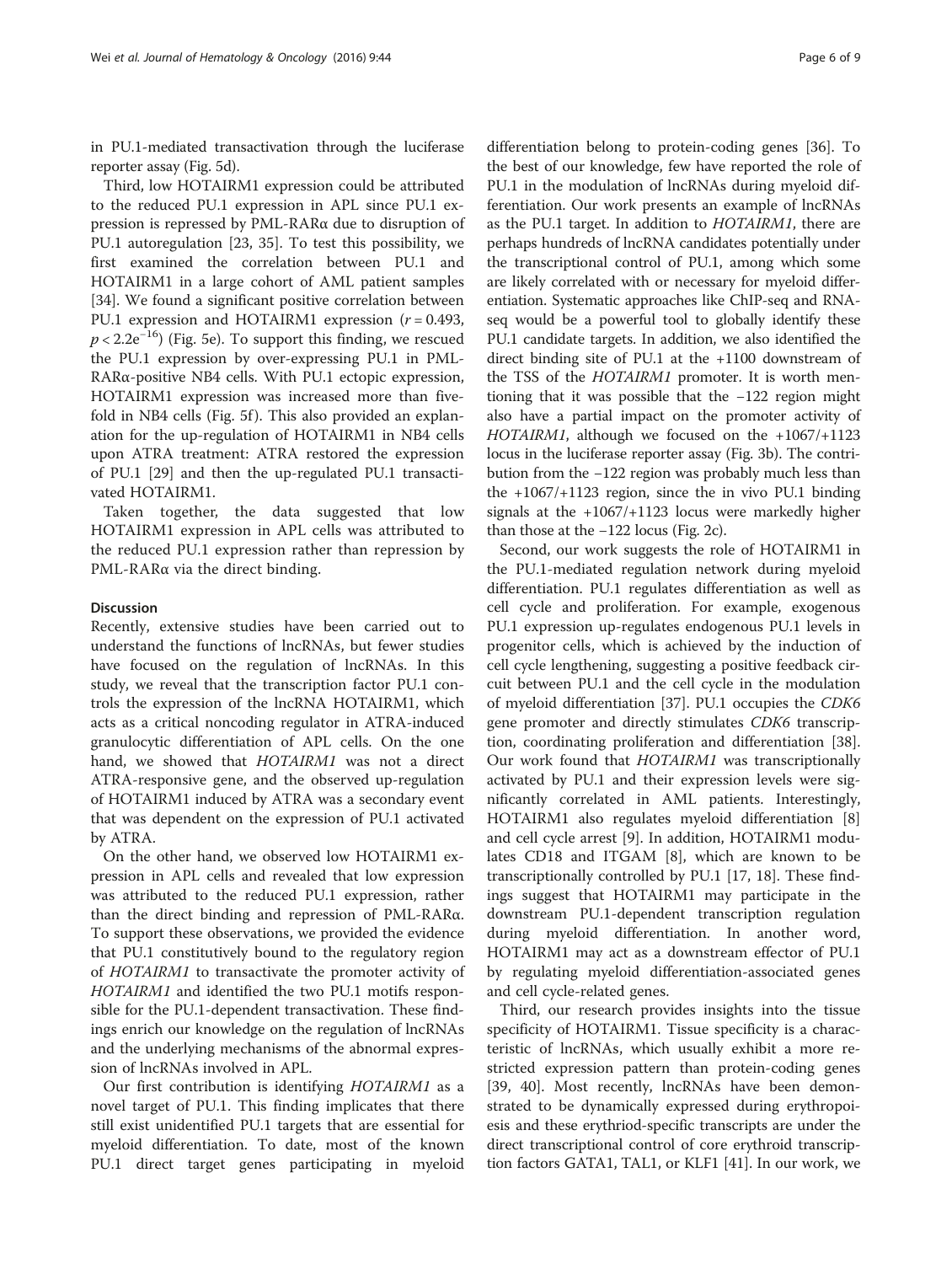in PU.1-mediated transactivation through the luciferase reporter assay (Fig. 5d).

Third, low HOTAIRM1 expression could be attributed to the reduced PU.1 expression in APL since PU.1 expression is repressed by PML-RARα due to disruption of PU.1 autoregulation [23, 35]. To test this possibility, we first examined the correlation between PU.1 and HOTAIRM1 in a large cohort of AML patient samples [34]. We found a significant positive correlation between PU.1 expression and HOTAIRM1 expression ($r = 0.493$, $p < 2.2e^{-16}$) (Fig. 5e). To support this finding, we rescued the PU.1 expression by over-expressing PU.1 in PML-RARα-positive NB4 cells. With PU.1 ectopic expression, HOTAIRM1 expression was increased more than five-fold in NB4 cells (Fig. 5f). This also provided an explanation for the up-regulation of HOTAIRM1 in NB4 cells upon ATRA treatment: ATRA restored the expression of PU.1 [29] and then the up-regulated PU.1 transactivated HOTAIRM1.

Taken together, the data suggested that low HOTAIRM1 expression in APL cells was attributed to the reduced PU.1 expression rather than repression by PML-RARα via the direct binding.

## Discussion

Recently, extensive studies have been carried out to understand the functions of lncRNAs, but fewer studies have focused on the regulation of lncRNAs. In this study, we reveal that the transcription factor PU.1 controls the expression of the lncRNA HOTAIRM1, which acts as a critical noncoding regulator in ATRA-induced granulocytic differentiation of APL cells. On the one hand, we showed that *HOTAIRM1* was not a direct ATRA-responsive gene, and the observed up-regulation of HOTAIRM1 induced by ATRA was a secondary event that was dependent on the expression of PU.1 activated by ATRA.

On the other hand, we observed low HOTAIRM1 expression in APL cells and revealed that low expression was attributed to the reduced PU.1 expression, rather than the direct binding and repression of PML-RARα. To support these observations, we provided the evidence that PU.1 constitutively bound to the regulatory region of *HOTAIRM1* to transactivate the promoter activity of *HOTAIRM1* and identified the two PU.1 motifs responsible for the PU.1-dependent transactivation. These findings enrich our knowledge on the regulation of lncRNAs and the underlying mechanisms of the abnormal expression of lncRNAs involved in APL.

Our first contribution is identifying *HOTAIRM1* as a novel target of PU.1. This finding implicates that there still exist unidentified PU.1 targets that are essential for myeloid differentiation. To date, most of the known PU.1 direct target genes participating in myeloid differentiation belong to protein-coding genes [36]. To the best of our knowledge, few have reported the role of PU.1 in the modulation of lncRNAs during myeloid differentiation. Our work presents an example of lncRNAs as the PU.1 target. In addition to *HOTAIRM1*, there are perhaps hundreds of lncRNA candidates potentially under the transcriptional control of PU.1, among which some are likely correlated with or necessary for myeloid differentiation. Systematic approaches like ChIP-seq and RNA-seq would be a powerful tool to globally identify these PU.1 candidate targets. In addition, we also identified the direct binding site of PU.1 at the +1100 downstream of the TSS of the *HOTAIRM1* promoter. It is worth mentioning that it was possible that the −122 region might also have a partial impact on the promoter activity of *HOTAIRM1*, although we focused on the +1067/+1123 locus in the luciferase reporter assay (Fig. 3b). The contribution from the −122 region was probably much less than the +1067/+1123 region, since the in vivo PU.1 binding signals at the +1067/+1123 locus were markedly higher than those at the −122 locus (Fig. 2c).

Second, our work suggests the role of HOTAIRM1 in the PU.1-mediated regulation network during myeloid differentiation. PU.1 regulates differentiation as well as cell cycle and proliferation. For example, exogenous PU.1 expression up-regulates endogenous PU.1 levels in progenitor cells, which is achieved by the induction of cell cycle lengthening, suggesting a positive feedback circuit between PU.1 and the cell cycle in the modulation of myeloid differentiation [37]. PU.1 occupies the *CDK6* gene promoter and directly stimulates *CDK6* transcription, coordinating proliferation and differentiation [38]. Our work found that *HOTAIRM1* was transcriptionally activated by PU.1 and their expression levels were significantly correlated in AML patients. Interestingly, HOTAIRM1 also regulates myeloid differentiation [8] and cell cycle arrest [9]. In addition, HOTAIRM1 modulates CD18 and ITGAM [8], which are known to be transcriptionally controlled by PU.1 [17, 18]. These findings suggest that HOTAIRM1 may participate in the downstream PU.1-dependent transcription regulation during myeloid differentiation. In another word, HOTAIRM1 may act as a downstream effector of PU.1 by regulating myeloid differentiation-associated genes and cell cycle-related genes.

Third, our research provides insights into the tissue specificity of HOTAIRM1. Tissue specificity is a characteristic of lncRNAs, which usually exhibit a more restricted expression pattern than protein-coding genes [39, 40]. Most recently, lncRNAs have been demonstrated to be dynamically expressed during erythropoiesis and these erythriod-specific transcripts are under the direct transcriptional control of core erythroid transcription factors GATA1, TAL1, or KLF1 [41]. In our work, we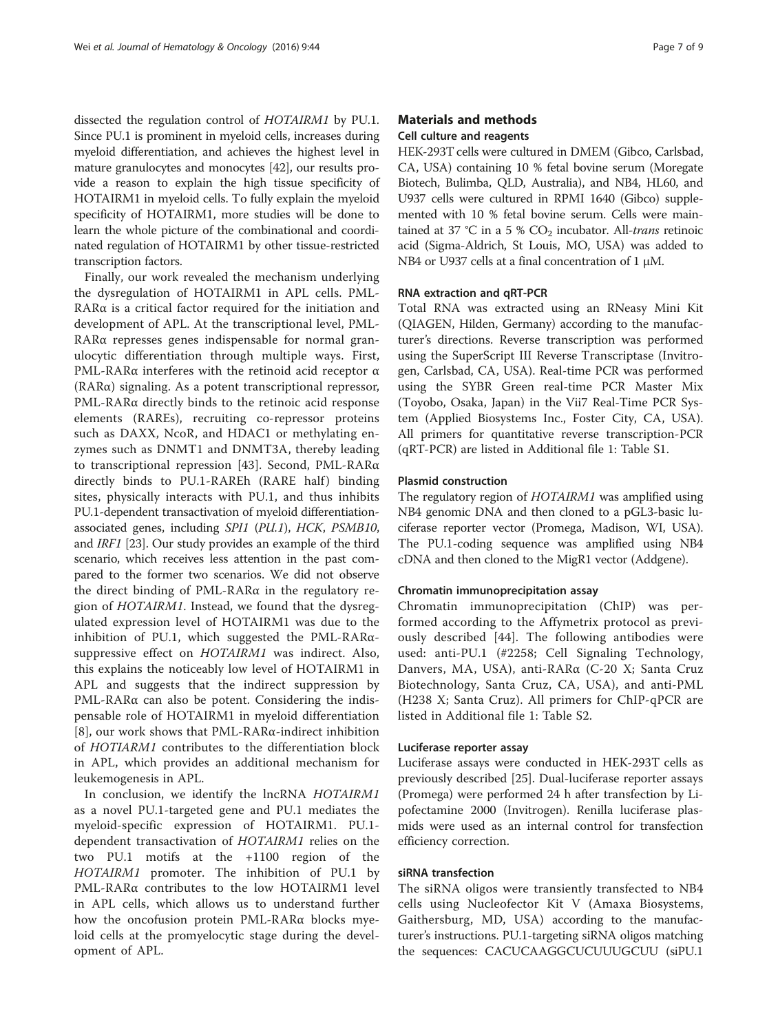dissected the regulation control of *HOTAIRM1* by PU.1. Since PU.1 is prominent in myeloid cells, increases during myeloid differentiation, and achieves the highest level in mature granulocytes and monocytes [42], our results provide a reason to explain the high tissue specificity of HOTAIRM1 in myeloid cells. To fully explain the myeloid specificity of HOTAIRM1, more studies will be done to learn the whole picture of the combinational and coordinated regulation of HOTAIRM1 by other tissue-restricted transcription factors.

Finally, our work revealed the mechanism underlying the dysregulation of HOTAIRM1 in APL cells. PML-RARα is a critical factor required for the initiation and development of APL. At the transcriptional level, PML-RARα represses genes indispensable for normal granulocytic differentiation through multiple ways. First, PML-RARα interferes with the retinoid acid receptor α (RARα) signaling. As a potent transcriptional repressor, PML-RARα directly binds to the retinoic acid response elements (RAREs), recruiting co-repressor proteins such as DAXX, NcoR, and HDAC1 or methylating enzymes such as DNMT1 and DNMT3A, thereby leading to transcriptional repression [43]. Second, PML-RARα directly binds to PU.1-RAREh (RARE half) binding sites, physically interacts with PU.1, and thus inhibits PU.1-dependent transactivation of myeloid differentiation-associated genes, including *SPI1* (*PU.1*), *HCK*, *PSMB10*, and *IRF1* [23]. Our study provides an example of the third scenario, which receives less attention in the past compared to the former two scenarios. We did not observe the direct binding of PML-RARα in the regulatory region of *HOTAIRM1*. Instead, we found that the dysregulated expression level of HOTAIRM1 was due to the inhibition of PU.1, which suggested the PML-RARα-suppressive effect on *HOTAIRM1* was indirect. Also, this explains the noticeably low level of HOTAIRM1 in APL and suggests that the indirect suppression by PML-RARα can also be potent. Considering the indispensable role of HOTAIRM1 in myeloid differentiation [8], our work shows that PML-RARα-indirect inhibition of *HOTIARM1* contributes to the differentiation block in APL, which provides an additional mechanism for leukemogenesis in APL.

In conclusion, we identify the lncRNA *HOTAIRM1* as a novel PU.1-targeted gene and PU.1 mediates the myeloid-specific expression of HOTAIRM1. PU.1-dependent transactivation of *HOTAIRM1* relies on the two PU.1 motifs at the +1100 region of the *HOTAIRM1* promoter. The inhibition of PU.1 by PML-RARα contributes to the low HOTAIRM1 level in APL cells, which allows us to understand further how the oncofusion protein PML-RARα blocks myeloid cells at the promyelocytic stage during the development of APL.

## Materials and methods

### Cell culture and reagents

HEK-293T cells were cultured in DMEM (Gibco, Carlsbad, CA, USA) containing 10 % fetal bovine serum (Moregate Biotech, Bulimba, QLD, Australia), and NB4, HL60, and U937 cells were cultured in RPMI 1640 (Gibco) supplemented with 10 % fetal bovine serum. Cells were maintained at 37 °C in a 5 % $CO_2$ incubator. All-*trans* retinoic acid (Sigma-Aldrich, St Louis, MO, USA) was added to NB4 or U937 cells at a final concentration of 1 μM.

### RNA extraction and qRT-PCR

Total RNA was extracted using an RNeasy Mini Kit (QIAGEN, Hilden, Germany) according to the manufacturer's directions. Reverse transcription was performed using the SuperScript III Reverse Transcriptase (Invitrogen, Carlsbad, CA, USA). Real-time PCR was performed using the SYBR Green real-time PCR Master Mix (Toyobo, Osaka, Japan) in the Vii7 Real-Time PCR System (Applied Biosystems Inc., Foster City, CA, USA). All primers for quantitative reverse transcription-PCR (qRT-PCR) are listed in Additional file 1: Table S1.

### Plasmid construction

The regulatory region of *HOTAIRM1* was amplified using NB4 genomic DNA and then cloned to a pGL3-basic luciferase reporter vector (Promega, Madison, WI, USA). The PU.1-coding sequence was amplified using NB4 cDNA and then cloned to the MigR1 vector (Addgene).

### Chromatin immunoprecipitation assay

Chromatin immunoprecipitation (ChIP) was performed according to the Affymetrix protocol as previously described [44]. The following antibodies were used: anti-PU.1 (#2258; Cell Signaling Technology, Danvers, MA, USA), anti-RARα (C-20 X; Santa Cruz Biotechnology, Santa Cruz, CA, USA), and anti-PML (H238 X; Santa Cruz). All primers for ChIP-qPCR are listed in Additional file 1: Table S2.

### Luciferase reporter assay

Luciferase assays were conducted in HEK-293T cells as previously described [25]. Dual-luciferase reporter assays (Promega) were performed 24 h after transfection by Lipofectamine 2000 (Invitrogen). Renilla luciferase plasmids were used as an internal control for transfection efficiency correction.

### siRNA transfection

The siRNA oligos were transiently transfected to NB4 cells using Nucleofector Kit V (Amaxa Biosystems, Gaithersburg, MD, USA) according to the manufacturer's instructions. PU.1-targeting siRNA oligos matching the sequences: CACUCAAGGCUCUUUGCUU (siPU.1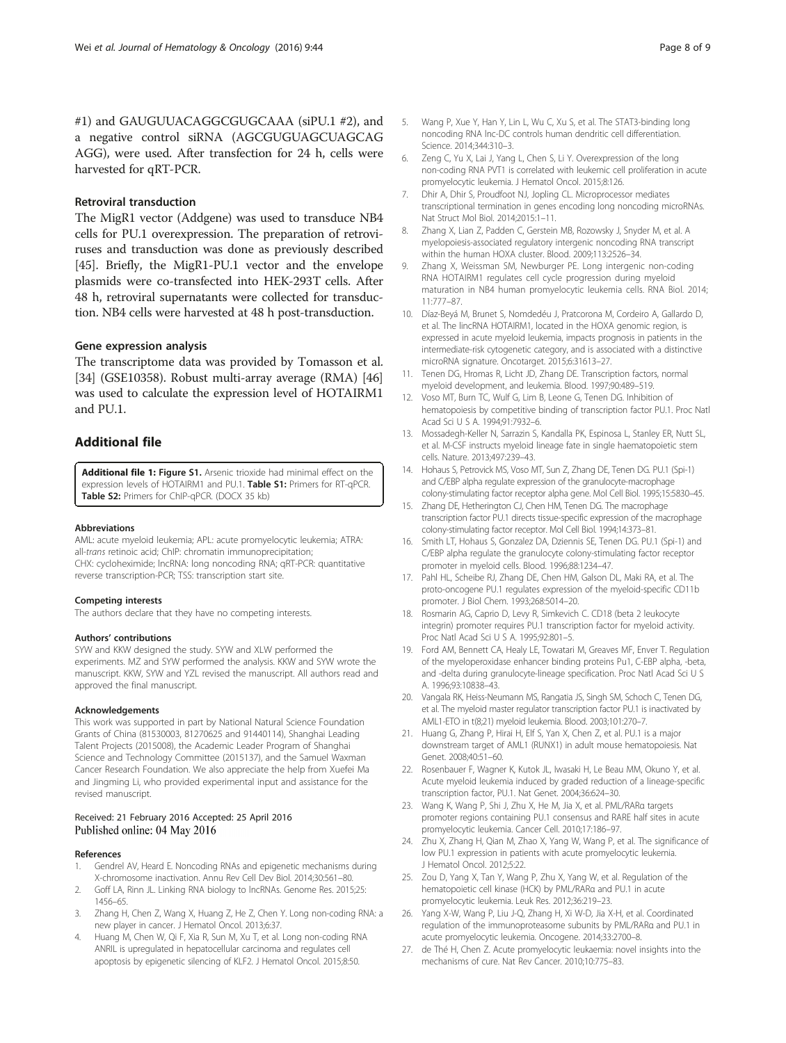#1) and GAUGUUACAGGCGUGCAAA (siPU.1 #2), and a negative control siRNA (AGCGUGUAGCUAGCAG AGG), were used. After transfection for 24 h, cells were harvested for qRT-PCR.

### Retroviral transduction

The MigR1 vector (Addgene) was used to transduce NB4 cells for PU.1 overexpression. The preparation of retroviruses and transduction was done as previously described [45]. Briefly, the MigR1-PU.1 vector and the envelope plasmids were co-transfected into HEK-293T cells. After 48 h, retroviral supernatants were collected for transduction. NB4 cells were harvested at 48 h post-transduction.

### Gene expression analysis

The transcriptome data was provided by Tomasson et al. [34] (GSE10358). Robust multi-array average (RMA) [46] was used to calculate the expression level of HOTAIRM1 and PU.1.

## Additional file

**Additional file 1: Figure S1.** Arsenic trioxide had minimal effect on the expression levels of HOTAIRM1 and PU.1. **Table S1:** Primers for RT-qPCR. **Table S2:** Primers for ChIP-qPCR. (DOCX 35 kb)

#### Abbreviations

AML: acute myeloid leukemia; APL: acute promyelocytic leukemia; ATRA: all-*trans* retinoic acid; ChIP: chromatin immunoprecipitation; CHX: cycloheximide; lncRNA: long noncoding RNA; qRT-PCR: quantitative reverse transcription-PCR; TSS: transcription start site.

#### Competing interests

The authors declare that they have no competing interests.

#### Authors' contributions

SYW and KKW designed the study. SYW and XLW performed the experiments. MZ and SYW performed the analysis. KKW and SYW wrote the manuscript. KKW, SYW and YZL revised the manuscript. All authors read and approved the final manuscript.

#### Acknowledgements

This work was supported in part by National Natural Science Foundation Grants of China (81530003, 81270625 and 91440114), Shanghai Leading Talent Projects (2015008), the Academic Leader Program of Shanghai Science and Technology Committee (2015137), and the Samuel Waxman Cancer Research Foundation. We also appreciate the help from Xuefei Ma and Jingming Li, who provided experimental input and assistance for the revised manuscript.

Received: 21 February 2016 Accepted: 25 April 2016
Published online: 04 May 2016

#### References

1. Gendrel AV, Heard E. Noncoding RNAs and epigenetic mechanisms during X-chromosome inactivation. Annu Rev Cell Dev Biol. 2014;30:561–80.
2. Goff LA, Rinn JL. Linking RNA biology to lncRNAs. Genome Res. 2015;25:1456–65.
3. Zhang H, Chen Z, Wang X, Huang Z, He Z, Chen Y. Long non-coding RNA: a new player in cancer. J Hematol Oncol. 2013;6:37.
4. Huang M, Chen W, Qi F, Xia R, Sun M, Xu T, et al. Long non-coding RNA ANRIL is upregulated in hepatocellular carcinoma and regulates cell apoptosis by epigenetic silencing of KLF2. J Hematol Oncol. 2015;8:50.
5. Wang P, Xue Y, Han Y, Lin L, Wu C, Xu S, et al. The STAT3-binding long noncoding RNA lnc-DC controls human dendritic cell differentiation. Science. 2014;344:310–3.
6. Zeng C, Yu X, Lai J, Yang L, Chen S, Li Y. Overexpression of the long non-coding RNA PVT1 is correlated with leukemic cell proliferation in acute promyelocytic leukemia. J Hematol Oncol. 2015;8:126.
7. Dhir A, Dhir S, Proudfoot NJ, Jopling CL. Microprocessor mediates transcriptional termination in genes encoding long noncoding microRNAs. Nat Struct Mol Biol. 2014;2015:1–11.
8. Zhang X, Lian Z, Padden C, Gerstein MB, Rozowsky J, Snyder M, et al. A myelopoiesis-associated regulatory intergenic noncoding RNA transcript within the human HOXA cluster. Blood. 2009;113:2526–34.
9. Zhang X, Weissman SM, Newburger PE. Long intergenic non-coding RNA HOTAIRM1 regulates cell cycle progression during myeloid maturation in NB4 human promyelocytic leukemia cells. RNA Biol. 2014;11:777–87.
10. Díaz-Beyá M, Brunet S, Nomdedéu J, Pratcorona M, Cordeiro A, Gallardo D, et al. The lincRNA HOTAIRM1, located in the HOXA genomic region, is expressed in acute myeloid leukemia, impacts prognosis in patients in the intermediate-risk cytogenetic category, and is associated with a distinctive microRNA signature. Oncotarget. 2015;6:31613–27.
11. Tenen DG, Hromas R, Licht JD, Zhang DE. Transcription factors, normal myeloid development, and leukemia. Blood. 1997;90:489–519.
12. Voso MT, Burn TC, Wulf G, Lim B, Leone G, Tenen DG. Inhibition of hematopoiesis by competitive binding of transcription factor PU.1. Proc Natl Acad Sci U S A. 1994;91:7932–6.
13. Mossadegh-Keller N, Sarrazin S, Kandalla PK, Espinosa L, Stanley ER, Nutt SL, et al. M-CSF instructs myeloid lineage fate in single haematopoietic stem cells. Nature. 2013;497:239–43.
14. Hohaus S, Petrovick MS, Voso MT, Sun Z, Zhang DE, Tenen DG. PU.1 (Spi-1) and C/EBP alpha regulate expression of the granulocyte-macrophage colony-stimulating factor receptor alpha gene. Mol Cell Biol. 1995;15:5830–45.
15. Zhang DE, Hetherington CJ, Chen HM, Tenen DG. The macrophage transcription factor PU.1 directs tissue-specific expression of the macrophage colony-stimulating factor receptor. Mol Cell Biol. 1994;14:373–81.
16. Smith LT, Hohaus S, Gonzalez DA, Dziennis SE, Tenen DG. PU.1 (Spi-1) and C/EBP alpha regulate the granulocyte colony-stimulating factor receptor promoter in myeloid cells. Blood. 1996;88:1234–47.
17. Pahl HL, Scheibe RJ, Zhang DE, Chen HM, Galson DL, Maki RA, et al. The proto-oncogene PU.1 regulates expression of the myeloid-specific CD11b promoter. J Biol Chem. 1993;268:5014–20.
18. Rosmarin AG, Caprio D, Levy R, Simkevich C. CD18 (beta 2 leukocyte integrin) promoter requires PU.1 transcription factor for myeloid activity. Proc Natl Acad Sci U S A. 1995;92:801–5.
19. Ford AM, Bennett CA, Healy LE, Towatari M, Greaves MF, Enver T. Regulation of the myeloperoxidase enhancer binding proteins Pu1, C-EBP alpha, -beta, and -delta during granulocyte-lineage specification. Proc Natl Acad Sci U S A. 1996;93:10838–43.
20. Vangala RK, Heiss-Neumann MS, Rangatia JS, Singh SM, Schoch C, Tenen DG, et al. The myeloid master regulator transcription factor PU.1 is inactivated by AML1-ETO in t(8;21) myeloid leukemia. Blood. 2003;101:270–7.
21. Huang G, Zhang P, Hirai H, Elf S, Yan X, Chen Z, et al. PU.1 is a major downstream target of AML1 (RUNX1) in adult mouse hematopoiesis. Nat Genet. 2008;40:51–60.
22. Rosenbauer F, Wagner K, Kutok JL, Iwasaki H, Le Beau MM, Okuno Y, et al. Acute myeloid leukemia induced by graded reduction of a lineage-specific transcription factor, PU.1. Nat Genet. 2004;36:624–30.
23. Wang K, Wang P, Shi J, Zhu X, He M, Jia X, et al. PML/RARα targets promoter regions containing PU.1 consensus and RARE half sites in acute promyelocytic leukemia. Cancer Cell. 2010;17:186–97.
24. Zhu X, Zhang H, Qian M, Zhao X, Yang W, Wang P, et al. The significance of low PU.1 expression in patients with acute promyelocytic leukemia. J Hematol Oncol. 2012;5:22.
25. Zou D, Yang X, Tan Y, Wang P, Zhu X, Yang W, et al. Regulation of the hematopoietic cell kinase (HCK) by PML/RARα and PU.1 in acute promyelocytic leukemia. Leuk Res. 2012;36:219–23.
26. Yang X-W, Wang P, Liu J-Q, Zhang H, Xi W-D, Jia X-H, et al. Coordinated regulation of the immunoproteasome subunits by PML/RARα and PU.1 in acute promyelocytic leukemia. Oncogene. 2014;33:2700–8.
27. de Thé H, Chen Z. Acute promyelocytic leukaemia: novel insights into the mechanisms of cure. Nat Rev Cancer. 2010;10:775–83.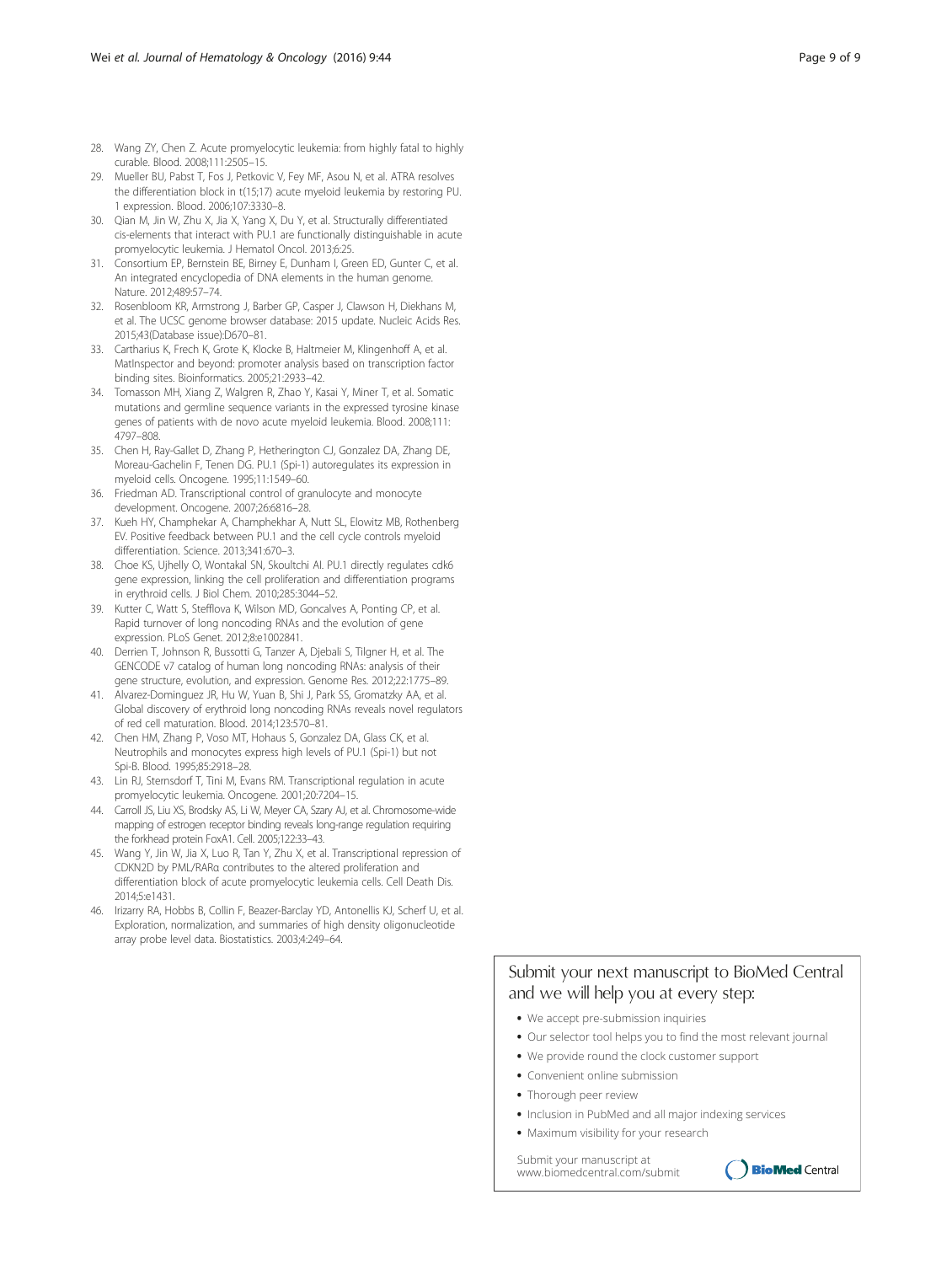28. Wang ZY, Chen Z. Acute promyelocytic leukemia: from highly fatal to highly curable. Blood. 2008;111:2505–15.
29. Mueller BU, Pabst T, Fos J, Petkovic V, Fey MF, Asou N, et al. ATRA resolves the differentiation block in t(15;17) acute myeloid leukemia by restoring PU.1 expression. Blood. 2006;107:3330–8.
30. Qian M, Jin W, Zhu X, Jia X, Yang X, Du Y, et al. Structurally differentiated cis-elements that interact with PU.1 are functionally distinguishable in acute promyelocytic leukemia. J Hematol Oncol. 2013;6:25.
31. Consortium EP, Bernstein BE, Birney E, Dunham I, Green ED, Gunter C, et al. An integrated encyclopedia of DNA elements in the human genome. Nature. 2012;489:57–74.
32. Rosenbloom KR, Armstrong J, Barber GP, Casper J, Clawson H, Diekhans M, et al. The UCSC genome browser database: 2015 update. Nucleic Acids Res. 2015;43(Database issue):D670–81.
33. Cartharius K, Frech K, Grote K, Klocke B, Haltmeier M, Klingenhoff A, et al. MatInspector and beyond: promoter analysis based on transcription factor binding sites. Bioinformatics. 2005;21:2933–42.
34. Tomasson MH, Xiang Z, Walgren R, Zhao Y, Kasai Y, Miner T, et al. Somatic mutations and germline sequence variants in the expressed tyrosine kinase genes of patients with de novo acute myeloid leukemia. Blood. 2008;111:4797–808.
35. Chen H, Ray-Gallet D, Zhang P, Hetherington CJ, Gonzalez DA, Zhang DE, Moreau-Gachelin F, Tenen DG. PU.1 (Spi-1) autoregulates its expression in myeloid cells. Oncogene. 1995;11:1549–60.
36. Friedman AD. Transcriptional control of granulocyte and monocyte development. Oncogene. 2007;26:6816–28.
37. Kueh HY, Champhekar A, Champhekhar A, Nutt SL, Elowitz MB, Rothenberg EV. Positive feedback between PU.1 and the cell cycle controls myeloid differentiation. Science. 2013;341:670–3.
38. Choe KS, Ujhelly O, Wontakal SN, Skoultchi AI. PU.1 directly regulates cdk6 gene expression, linking the cell proliferation and differentiation programs in erythroid cells. J Biol Chem. 2010;285:3044–52.
39. Kutter C, Watt S, Stefflova K, Wilson MD, Goncalves A, Ponting CP, et al. Rapid turnover of long noncoding RNAs and the evolution of gene expression. PLoS Genet. 2012;8:e1002841.
40. Derrien T, Johnson R, Bussotti G, Tanzer A, Djebali S, Tilgner H, et al. The GENCODE v7 catalog of human long noncoding RNAs: analysis of their gene structure, evolution, and expression. Genome Res. 2012;22:1775–89.
41. Alvarez-Dominguez JR, Hu W, Yuan B, Shi J, Park SS, Gromatzky AA, et al. Global discovery of erythroid long noncoding RNAs reveals novel regulators of red cell maturation. Blood. 2014;123:570–81.
42. Chen HM, Zhang P, Voso MT, Hohaus S, Gonzalez DA, Glass CK, et al. Neutrophils and monocytes express high levels of PU.1 (Spi-1) but not Spi-B. Blood. 1995;85:2918–28.
43. Lin RJ, Sternsdorf T, Tini M, Evans RM. Transcriptional regulation in acute promyelocytic leukemia. Oncogene. 2001;20:7204–15.
44. Carroll JS, Liu XS, Brodsky AS, Li W, Meyer CA, Szary AJ, et al. Chromosome-wide mapping of estrogen receptor binding reveals long-range regulation requiring the forkhead protein FoxA1. Cell. 2005;122:33–43.
45. Wang Y, Jin W, Jia X, Luo R, Tan Y, Zhu X, et al. Transcriptional repression of CDKN2D by PML/RARα contributes to the altered proliferation and differentiation block of acute promyelocytic leukemia cells. Cell Death Dis. 2014;5:e1431.
46. Irizarry RA, Hobbs B, Collin F, Beazer-Barclay YD, Antonellis KJ, Scherf U, et al. Exploration, normalization, and summaries of high density oligonucleotide array probe level data. Biostatistics. 2003;4:249–64.

Submit your next manuscript to BioMed Central and we will help you at every step:

- We accept pre-submission inquiries
- Our selector tool helps you to find the most relevant journal
- We provide round the clock customer support
- Convenient online submission
- Thorough peer review
- Inclusion in PubMed and all major indexing services
- Maximum visibility for your research

Submit your manuscript at www.biomedcentral.com/submit

BioMed Central